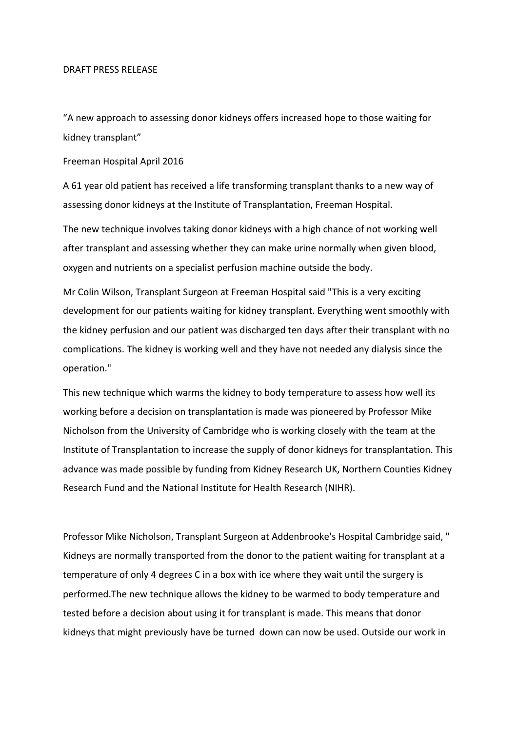DRAFT PRESS RELEASE

“A new approach to assessing donor kidneys offers increased hope to those waiting for kidney transplant”

Freeman Hospital April 2016

A 61 year old patient has received a life transforming transplant thanks to a new way of assessing donor kidneys at the Institute of Transplantation, Freeman Hospital.

The new technique involves taking donor kidneys with a high chance of not working well after transplant and assessing whether they can make urine normally when given blood, oxygen and nutrients on a specialist perfusion machine outside the body.

Mr Colin Wilson, Transplant Surgeon at Freeman Hospital said "This is a very exciting development for our patients waiting for kidney transplant. Everything went smoothly with the kidney perfusion and our patient was discharged ten days after their transplant with no complications. The kidney is working well and they have not needed any dialysis since the operation."

This new technique which warms the kidney to body temperature to assess how well its working before a decision on transplantation is made was pioneered by Professor Mike Nicholson from the University of Cambridge who is working closely with the team at the Institute of Transplantation to increase the supply of donor kidneys for transplantation. This advance was made possible by funding from Kidney Research UK, Northern Counties Kidney Research Fund and the National Institute for Health Research (NIHR).

Professor Mike Nicholson, Transplant Surgeon at Addenbrooke's Hospital Cambridge said, " Kidneys are normally transported from the donor to the patient waiting for transplant at a temperature of only 4 degrees C in a box with ice where they wait until the surgery is performed.The new technique allows the kidney to be warmed to body temperature and tested before a decision about using it for transplant is made. This means that donor kidneys that might previously have be turned down can now be used. Outside our work in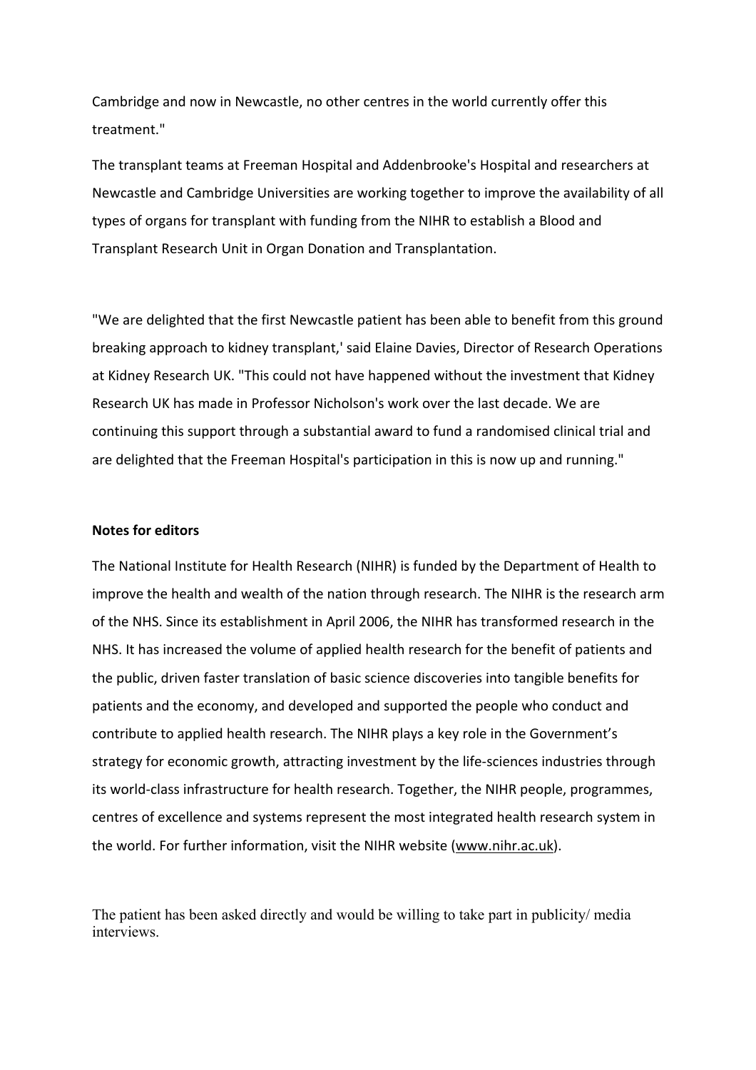Cambridge and now in Newcastle, no other centres in the world currently offer this treatment."

The transplant teams at Freeman Hospital and Addenbrooke's Hospital and researchers at Newcastle and Cambridge Universities are working together to improve the availability of all types of organs for transplant with funding from the NIHR to establish a Blood and Transplant Research Unit in Organ Donation and Transplantation.

"We are delighted that the first Newcastle patient has been able to benefit from this ground breaking approach to kidney transplant,' said Elaine Davies, Director of Research Operations at Kidney Research UK. "This could not have happened without the investment that Kidney Research UK has made in Professor Nicholson's work over the last decade. We are continuing this support through a substantial award to fund a randomised clinical trial and are delighted that the Freeman Hospital's participation in this is now up and running."

**Notes for editors**

The National Institute for Health Research (NIHR) is funded by the Department of Health to improve the health and wealth of the nation through research. The NIHR is the research arm of the NHS. Since its establishment in April 2006, the NIHR has transformed research in the NHS. It has increased the volume of applied health research for the benefit of patients and the public, driven faster translation of basic science discoveries into tangible benefits for patients and the economy, and developed and supported the people who conduct and contribute to applied health research. The NIHR plays a key role in the Government's strategy for economic growth, attracting investment by the life-sciences industries through its world-class infrastructure for health research. Together, the NIHR people, programmes, centres of excellence and systems represent the most integrated health research system in the world. For further information, visit the NIHR website (www.nihr.ac.uk).

The patient has been asked directly and would be willing to take part in publicity/ media interviews.